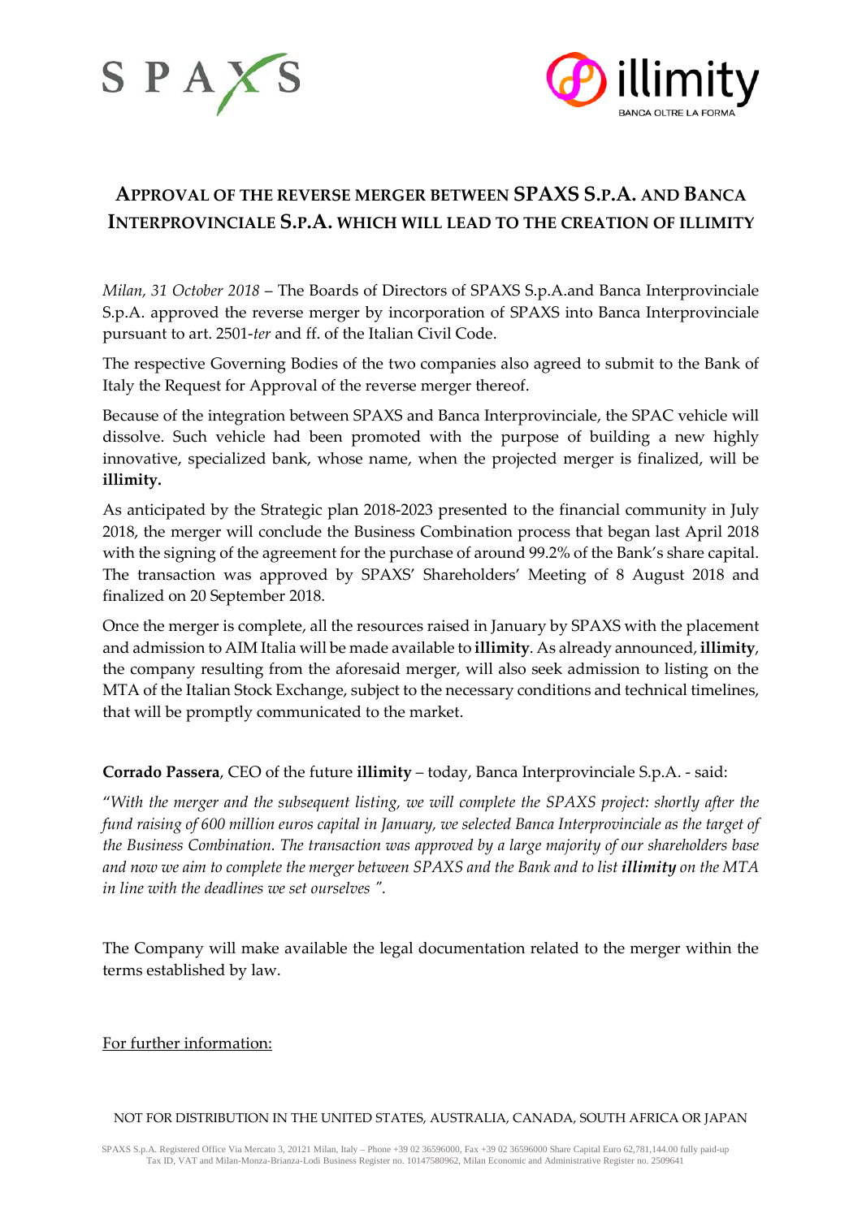# APPROVAL OF THE REVERSE MERGER BETWEEN SPAXS S.P.A. AND BANCA INTERPROVINCIALE S.P.A. WHICH WILL LEAD TO THE CREATION OF ILLIMITY

*Milan, 31 October 2018* – The Boards of Directors of SPAXS S.p.A.and Banca Interprovinciale S.p.A. approved the reverse merger by incorporation of SPAXS into Banca Interprovinciale pursuant to art. 2501-*ter* and ff. of the Italian Civil Code.

The respective Governing Bodies of the two companies also agreed to submit to the Bank of Italy the Request for Approval of the reverse merger thereof.

Because of the integration between SPAXS and Banca Interprovinciale, the SPAC vehicle will dissolve. Such vehicle had been promoted with the purpose of building a new highly innovative, specialized bank, whose name, when the projected merger is finalized, will be **illimity.**

As anticipated by the Strategic plan 2018-2023 presented to the financial community in July 2018, the merger will conclude the Business Combination process that began last April 2018 with the signing of the agreement for the purchase of around 99.2% of the Bank's share capital. The transaction was approved by SPAXS' Shareholders' Meeting of 8 August 2018 and finalized on 20 September 2018.

Once the merger is complete, all the resources raised in January by SPAXS with the placement and admission to AIM Italia will be made available to **illimity**. As already announced, **illimity**, the company resulting from the aforesaid merger, will also seek admission to listing on the MTA of the Italian Stock Exchange, subject to the necessary conditions and technical timelines, that will be promptly communicated to the market.

**Corrado Passera**, CEO of the future **illimity** – today, Banca Interprovinciale S.p.A. - said:

"*With the merger and the subsequent listing, we will complete the SPAXS project: shortly after the fund raising of 600 million euros capital in January, we selected Banca Interprovinciale as the target of the Business Combination. The transaction was approved by a large majority of our shareholders base and now we aim to complete the merger between SPAXS and the Bank and to list **illimity** on the MTA in line with the deadlines we set ourselves* ".

The Company will make available the legal documentation related to the merger within the terms established by law.

For further information:

NOT FOR DISTRIBUTION IN THE UNITED STATES, AUSTRALIA, CANADA, SOUTH AFRICA OR JAPAN

SPAXS S.p.A. Registered Office Via Mercato 3, 20121 Milan, Italy – Phone +39 02 36596000, Fax +39 02 36596000 Share Capital Euro 62,781,144.00 fully paid-up Tax ID, VAT and Milan-Monza-Brianza-Lodi Business Register no. 10147580962, Milan Economic and Administrative Register no. 2509641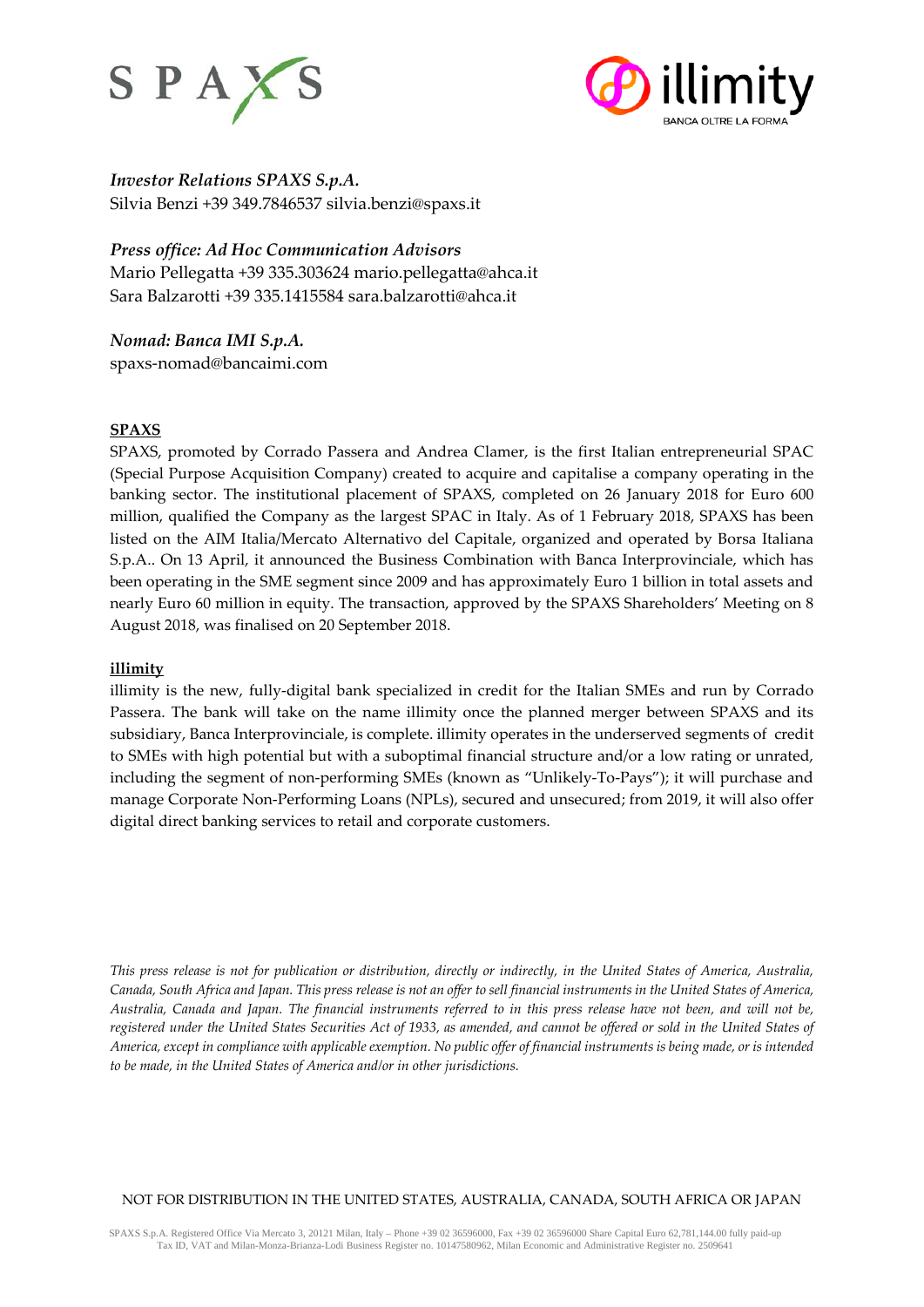*Investor Relations SPAXS S.p.A.*
Silvia Benzi +39 349.7846537 silvia.benzi@spaxs.it

*Press office: Ad Hoc Communication Advisors*
Mario Pellegatta +39 335.303624 mario.pellegatta@ahca.it
Sara Balzarotti +39 335.1415584 sara.balzarotti@ahca.it

*Nomad: Banca IMI S.p.A.*
spaxs-nomad@bancaimi.com

**SPAXS**

SPAXS, promoted by Corrado Passera and Andrea Clamer, is the first Italian entrepreneurial SPAC (Special Purpose Acquisition Company) created to acquire and capitalise a company operating in the banking sector. The institutional placement of SPAXS, completed on 26 January 2018 for Euro 600 million, qualified the Company as the largest SPAC in Italy. As of 1 February 2018, SPAXS has been listed on the AIM Italia/Mercato Alternativo del Capitale, organized and operated by Borsa Italiana S.p.A.. On 13 April, it announced the Business Combination with Banca Interprovinciale, which has been operating in the SME segment since 2009 and has approximately Euro 1 billion in total assets and nearly Euro 60 million in equity. The transaction, approved by the SPAXS Shareholders' Meeting on 8 August 2018, was finalised on 20 September 2018.

**illimity**

illimity is the new, fully-digital bank specialized in credit for the Italian SMEs and run by Corrado Passera. The bank will take on the name illimity once the planned merger between SPAXS and its subsidiary, Banca Interprovinciale, is complete. illimity operates in the underserved segments of credit to SMEs with high potential but with a suboptimal financial structure and/or a low rating or unrated, including the segment of non-performing SMEs (known as "Unlikely-To-Pays"); it will purchase and manage Corporate Non-Performing Loans (NPLs), secured and unsecured; from 2019, it will also offer digital direct banking services to retail and corporate customers.

*This press release is not for publication or distribution, directly or indirectly, in the United States of America, Australia, Canada, South Africa and Japan. This press release is not an offer to sell financial instruments in the United States of America, Australia, Canada and Japan. The financial instruments referred to in this press release have not been, and will not be, registered under the United States Securities Act of 1933, as amended, and cannot be offered or sold in the United States of America, except in compliance with applicable exemption. No public offer of financial instruments is being made, or is intended to be made, in the United States of America and/or in other jurisdictions.*